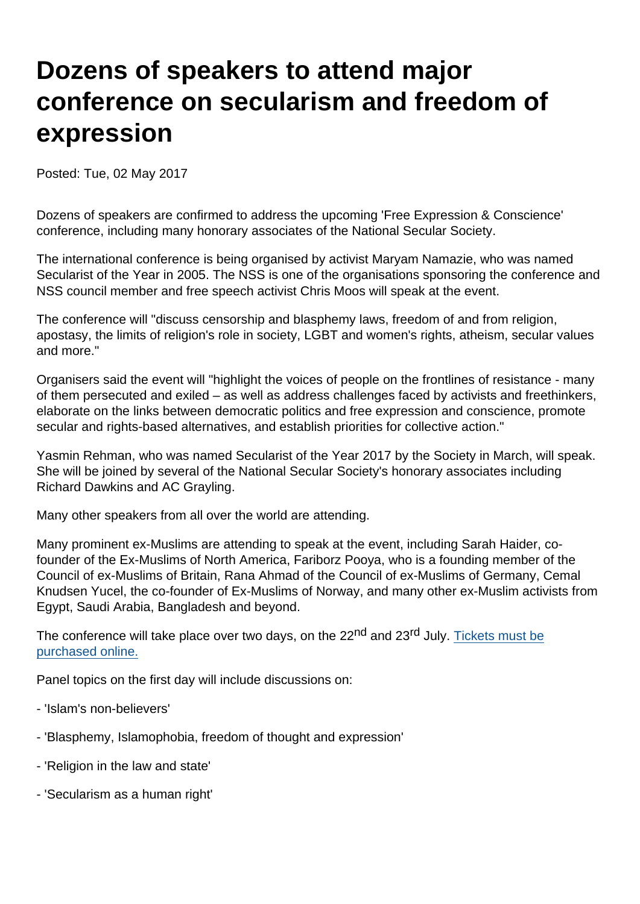# Dozens of speakers to attend major conference on secularism and freedom of expression

Posted: Tue, 02 May 2017

Dozens of speakers are confirmed to address the upcoming 'Free Expression & Conscience' conference, including many honorary associates of the National Secular Society.

The international conference is being organised by activist Maryam Namazie, who was named Secularist of the Year in 2005. The NSS is one of the organisations sponsoring the conference and NSS council member and free speech activist Chris Moos will speak at the event.

The conference will "discuss censorship and blasphemy laws, freedom of and from religion, apostasy, the limits of religion's role in society, LGBT and women's rights, atheism, secular values and more."

Organisers said the event will "highlight the voices of people on the frontlines of resistance - many of them persecuted and exiled – as well as address challenges faced by activists and freethinkers, elaborate on the links between democratic politics and free expression and conscience, promote secular and rights-based alternatives, and establish priorities for collective action."

Yasmin Rehman, who was named Secularist of the Year 2017 by the Society in March, will speak. She will be joined by several of the National Secular Society's honorary associates including Richard Dawkins and AC Grayling.

Many other speakers from all over the world are attending.

Many prominent ex-Muslims are attending to speak at the event, including Sarah Haider, co-founder of the Ex-Muslims of North America, Fariborz Pooya, who is a founding member of the Council of ex-Muslims of Britain, Rana Ahmad of the Council of ex-Muslims of Germany, Cemal Knudsen Yucel, the co-founder of Ex-Muslims of Norway, and many other ex-Muslim activists from Egypt, Saudi Arabia, Bangladesh and beyond.

The conference will take place over two days, on the 22nd and 23rd July. [Tickets must be purchased online.]

Panel topics on the first day will include discussions on:

- 'Islam's non-believers'

- 'Blasphemy, Islamophobia, freedom of thought and expression'

- 'Religion in the law and state'

- 'Secularism as a human right'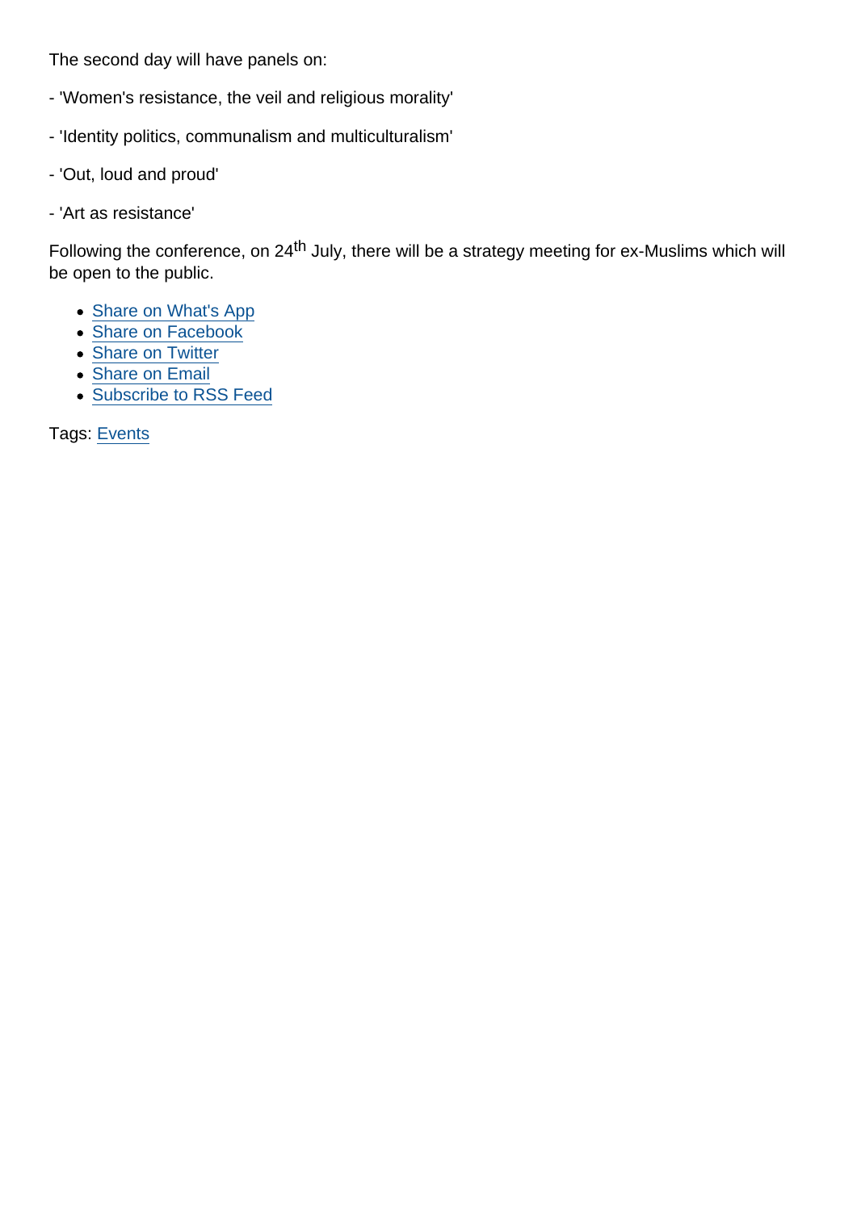The second day will have panels on:

- 'Women's resistance, the veil and religious morality'

- 'Identity politics, communalism and multiculturalism'

- 'Out, loud and proud'

- 'Art as resistance'

Following the conference, on 24th July, there will be a strategy meeting for ex-Muslims which will be open to the public.

- Share on What's App
- Share on Facebook
- Share on Twitter
- Share on Email
- Subscribe to RSS Feed

Tags: Events